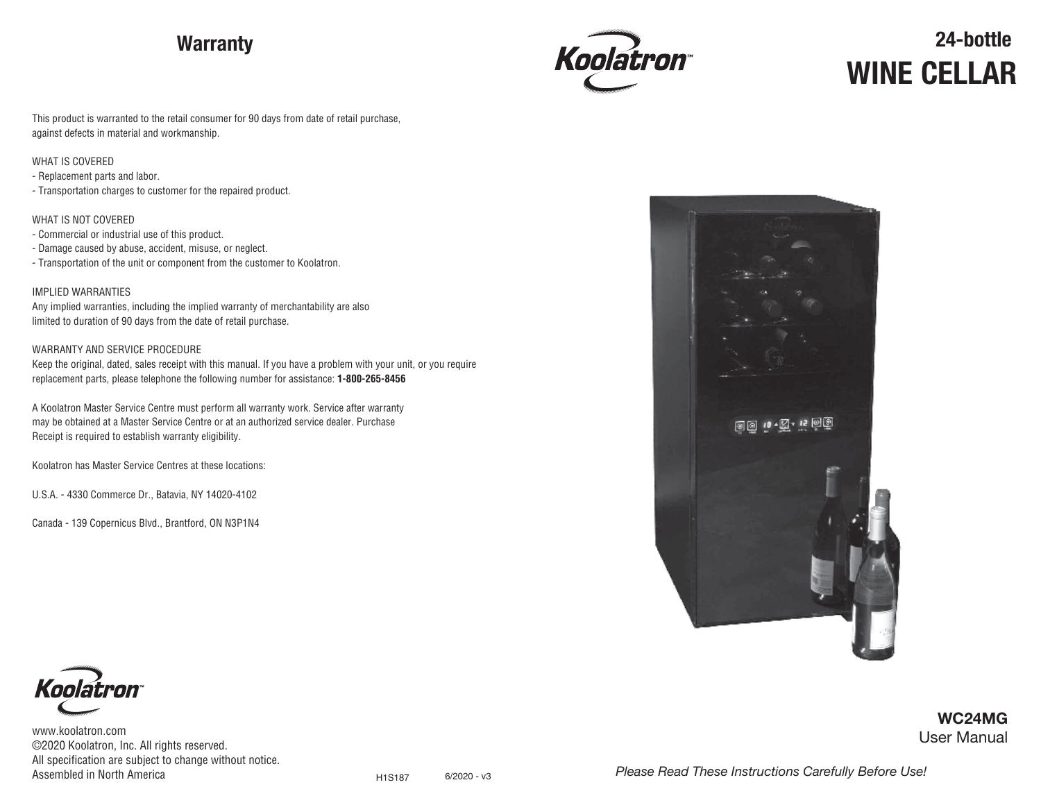## Warranty

This product is warranted to the retail consumer for 90 days from date of retail purchase, against defects in material and workmanship.

WHAT IS COVERED
- Replacement parts and labor.
- Transportation charges to customer for the repaired product.

WHAT IS NOT COVERED
- Commercial or industrial use of this product.
- Damage caused by abuse, accident, misuse, or neglect.
- Transportation of the unit or component from the customer to Koolatron.

IMPLIED WARRANTIES
Any implied warranties, including the implied warranty of merchantability are also limited to duration of 90 days from the date of retail purchase.

WARRANTY AND SERVICE PROCEDURE
Keep the original, dated, sales receipt with this manual. If you have a problem with your unit, or you require replacement parts, please telephone the following number for assistance: **1-800-265-8456**

A Koolatron Master Service Centre must perform all warranty work. Service after warranty may be obtained at a Master Service Centre or at an authorized service dealer. Purchase Receipt is required to establish warranty eligibility.

Koolatron has Master Service Centres at these locations:

U.S.A. - 4330 Commerce Dr., Batavia, NY 14020-4102

Canada - 139 Copernicus Blvd., Brantford, ON N3P1N4

Koolatron™

www.koolatron.com
©2020 Koolatron, Inc. All rights reserved.
All specification are subject to change without notice.
Assembled in North America

H1S187 6/2020 - v3

Koolatron™

# 24-bottle WINE CELLAR

**WC24MG**
User Manual

*Please Read These Instructions Carefully Before Use!*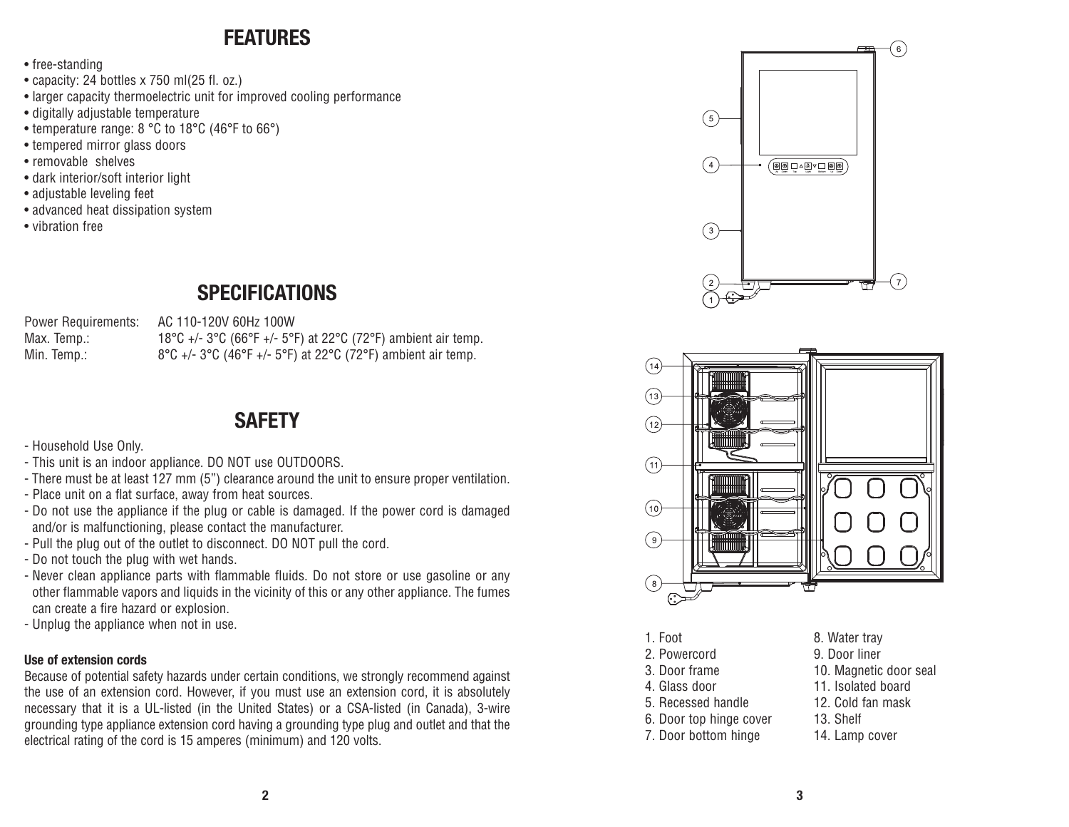## FEATURES

- free-standing
- capacity: 24 bottles x 750 ml(25 fl. oz.)
- larger capacity thermoelectric unit for improved cooling performance
- digitally adjustable temperature
- temperature range: 8 °C to 18°C (46°F to 66°)
- tempered mirror glass doors
- removable shelves
- dark interior/soft interior light
- adjustable leveling feet
- advanced heat dissipation system
- vibration free

## SPECIFICATIONS

| | |
|---|---|
| Power Requirements: | AC 110-120V 60Hz 100W |
| Max. Temp.: | 18°C +/- 3°C (66°F +/- 5°F) at 22°C (72°F) ambient air temp. |
| Min. Temp.: | 8°C +/- 3°C (46°F +/- 5°F) at 22°C (72°F) ambient air temp. |

## SAFETY

- Household Use Only.
- This unit is an indoor appliance. DO NOT use OUTDOORS.
- There must be at least 127 mm (5") clearance around the unit to ensure proper ventilation.
- Place unit on a flat surface, away from heat sources.
- Do not use the appliance if the plug or cable is damaged. If the power cord is damaged and/or is malfunctioning, please contact the manufacturer.
- Pull the plug out of the outlet to disconnect. DO NOT pull the cord.
- Do not touch the plug with wet hands.
- Never clean appliance parts with flammable fluids. Do not store or use gasoline or any other flammable vapors and liquids in the vicinity of this or any other appliance. The fumes can create a fire hazard or explosion.
- Unplug the appliance when not in use.

### Use of extension cords

Because of potential safety hazards under certain conditions, we strongly recommend against the use of an extension cord. However, if you must use an extension cord, it is absolutely necessary that it is a UL-listed (in the United States) or a CSA-listed (in Canada), 3-wire grounding type appliance extension cord having a grounding type plug and outlet and that the electrical rating of the cord is 15 amperes (minimum) and 120 volts.

1. Foot
2. Powercord
3. Door frame
4. Glass door
5. Recessed handle
6. Door top hinge cover
7. Door bottom hinge
8. Water tray
9. Door liner
10. Magnetic door seal
11. Isolated board
12. Cold fan mask
13. Shelf
14. Lamp cover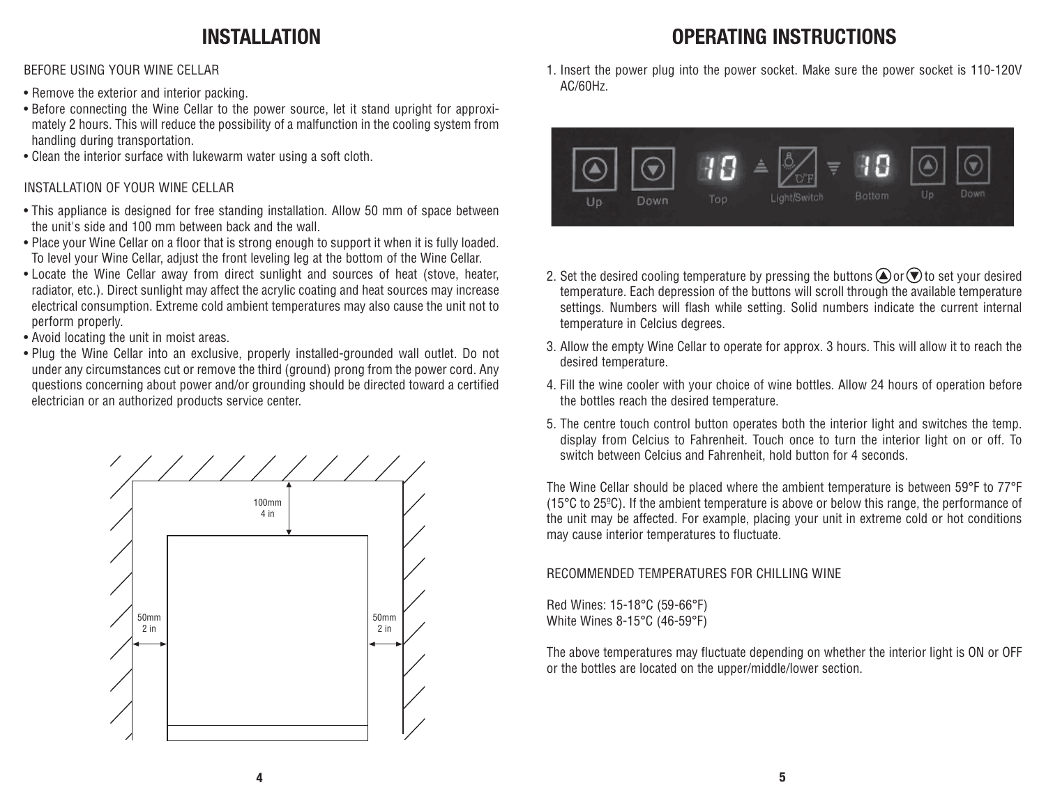# INSTALLATION

BEFORE USING YOUR WINE CELLAR

- Remove the exterior and interior packing.
- Before connecting the Wine Cellar to the power source, let it stand upright for approximately 2 hours. This will reduce the possibility of a malfunction in the cooling system from handling during transportation.
- Clean the interior surface with lukewarm water using a soft cloth.

INSTALLATION OF YOUR WINE CELLAR

- This appliance is designed for free standing installation. Allow 50 mm of space between the unit's side and 100 mm between back and the wall.
- Place your Wine Cellar on a floor that is strong enough to support it when it is fully loaded. To level your Wine Cellar, adjust the front leveling leg at the bottom of the Wine Cellar.
- Locate the Wine Cellar away from direct sunlight and sources of heat (stove, heater, radiator, etc.). Direct sunlight may affect the acrylic coating and heat sources may increase electrical consumption. Extreme cold ambient temperatures may also cause the unit not to perform properly.
- Avoid locating the unit in moist areas.
- Plug the Wine Cellar into an exclusive, properly installed-grounded wall outlet. Do not under any circumstances cut or remove the third (ground) prong from the power cord. Any questions concerning about power and/or grounding should be directed toward a certified electrician or an authorized products service center.

100mm
4 in

50mm
2 in

50mm
2 in

# OPERATING INSTRUCTIONS

1. Insert the power plug into the power socket. Make sure the power socket is 110-120V AC/60Hz.

Up Down Top Light/Switch Bottom Up Down

2. Set the desired cooling temperature by pressing the buttons ▲ or ▼ to set your desired temperature. Each depression of the buttons will scroll through the available temperature settings. Numbers will flash while setting. Solid numbers indicate the current internal temperature in Celcius degrees.
3. Allow the empty Wine Cellar to operate for approx. 3 hours. This will allow it to reach the desired temperature.
4. Fill the wine cooler with your choice of wine bottles. Allow 24 hours of operation before the bottles reach the desired temperature.
5. The centre touch control button operates both the interior light and switches the temp. display from Celcius to Fahrenheit. Touch once to turn the interior light on or off. To switch between Celcius and Fahrenheit, hold button for 4 seconds.

The Wine Cellar should be placed where the ambient temperature is between 59°F to 77°F (15°C to 25°C). If the ambient temperature is above or below this range, the performance of the unit may be affected. For example, placing your unit in extreme cold or hot conditions may cause interior temperatures to fluctuate.

RECOMMENDED TEMPERATURES FOR CHILLING WINE

Red Wines: 15-18°C (59-66°F)
White Wines 8-15°C (46-59°F)

The above temperatures may fluctuate depending on whether the interior light is ON or OFF or the bottles are located on the upper/middle/lower section.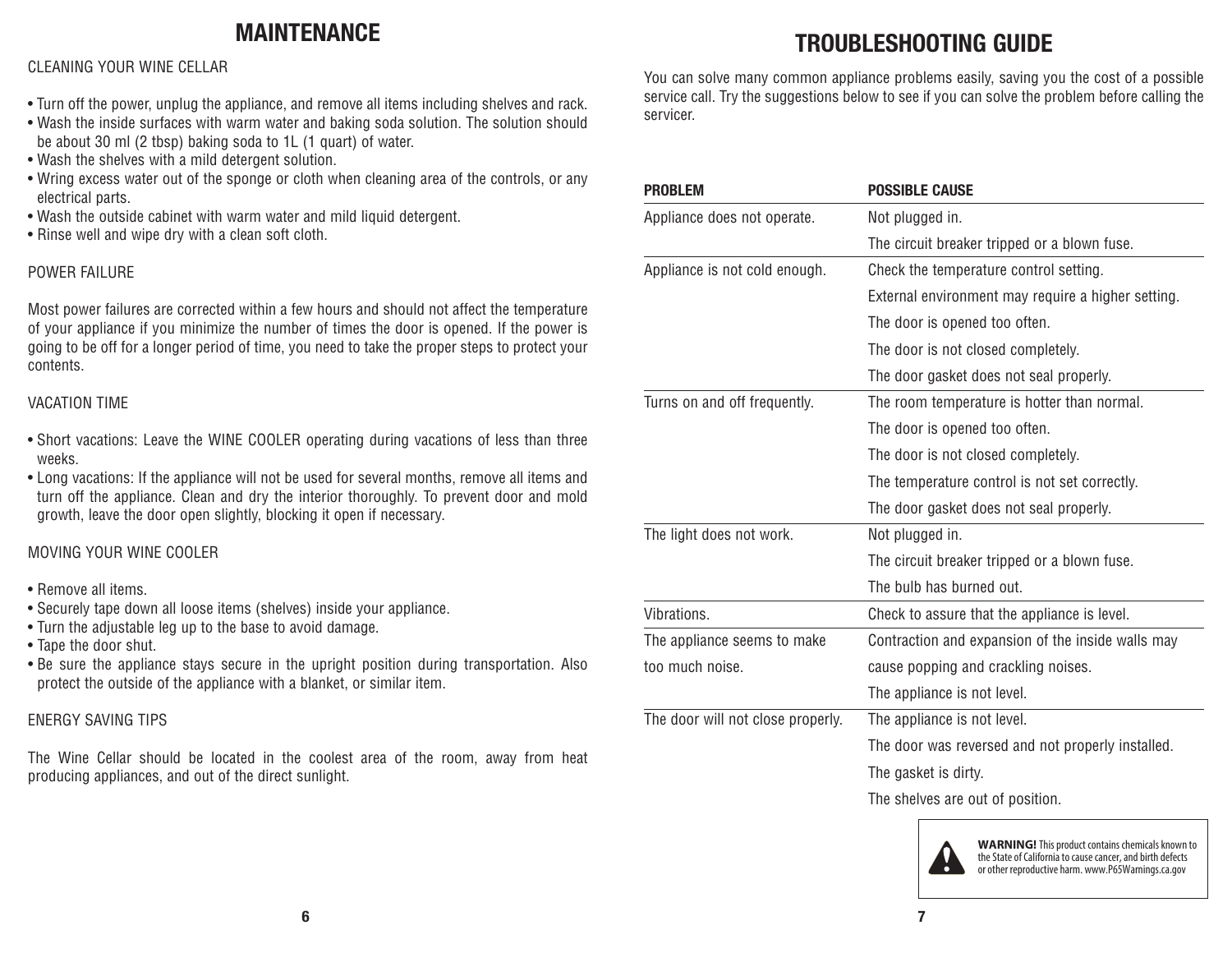# MAINTENANCE

CLEANING YOUR WINE CELLAR

- Turn off the power, unplug the appliance, and remove all items including shelves and rack.
- Wash the inside surfaces with warm water and baking soda solution. The solution should be about 30 ml (2 tbsp) baking soda to 1L (1 quart) of water.
- Wash the shelves with a mild detergent solution.
- Wring excess water out of the sponge or cloth when cleaning area of the controls, or any electrical parts.
- Wash the outside cabinet with warm water and mild liquid detergent.
- Rinse well and wipe dry with a clean soft cloth.

POWER FAILURE

Most power failures are corrected within a few hours and should not affect the temperature of your appliance if you minimize the number of times the door is opened. If the power is going to be off for a longer period of time, you need to take the proper steps to protect your contents.

VACATION TIME

- Short vacations: Leave the WINE COOLER operating during vacations of less than three weeks.
- Long vacations: If the appliance will not be used for several months, remove all items and turn off the appliance. Clean and dry the interior thoroughly. To prevent door and mold growth, leave the door open slightly, blocking it open if necessary.

MOVING YOUR WINE COOLER

- Remove all items.
- Securely tape down all loose items (shelves) inside your appliance.
- Turn the adjustable leg up to the base to avoid damage.
- Tape the door shut.
- Be sure the appliance stays secure in the upright position during transportation. Also protect the outside of the appliance with a blanket, or similar item.

ENERGY SAVING TIPS

The Wine Cellar should be located in the coolest area of the room, away from heat producing appliances, and out of the direct sunlight.

# TROUBLESHOOTING GUIDE

You can solve many common appliance problems easily, saving you the cost of a possible service call. Try the suggestions below to see if you can solve the problem before calling the servicer.

| PROBLEM | POSSIBLE CAUSE |
|---|---|
| Appliance does not operate. | Not plugged in. |
| | The circuit breaker tripped or a blown fuse. |
| Appliance is not cold enough. | Check the temperature control setting. |
| | External environment may require a higher setting. |
| | The door is opened too often. |
| | The door is not closed completely. |
| | The door gasket does not seal properly. |
| Turns on and off frequently. | The room temperature is hotter than normal. |
| | The door is opened too often. |
| | The door is not closed completely. |
| | The temperature control is not set correctly. |
| | The door gasket does not seal properly. |
| The light does not work. | Not plugged in. |
| | The circuit breaker tripped or a blown fuse. |
| | The bulb has burned out. |
| Vibrations. | Check to assure that the appliance is level. |
| The appliance seems to make too much noise. | Contraction and expansion of the inside walls may cause popping and crackling noises. |
| | The appliance is not level. |
| The door will not close properly. | The appliance is not level. |
| | The door was reversed and not properly installed. |
| | The gasket is dirty. |
| | The shelves are out of position. |

**WARNING!** This product contains chemicals known to the State of California to cause cancer, and birth defects or other reproductive harm. www.P65Warnings.ca.gov